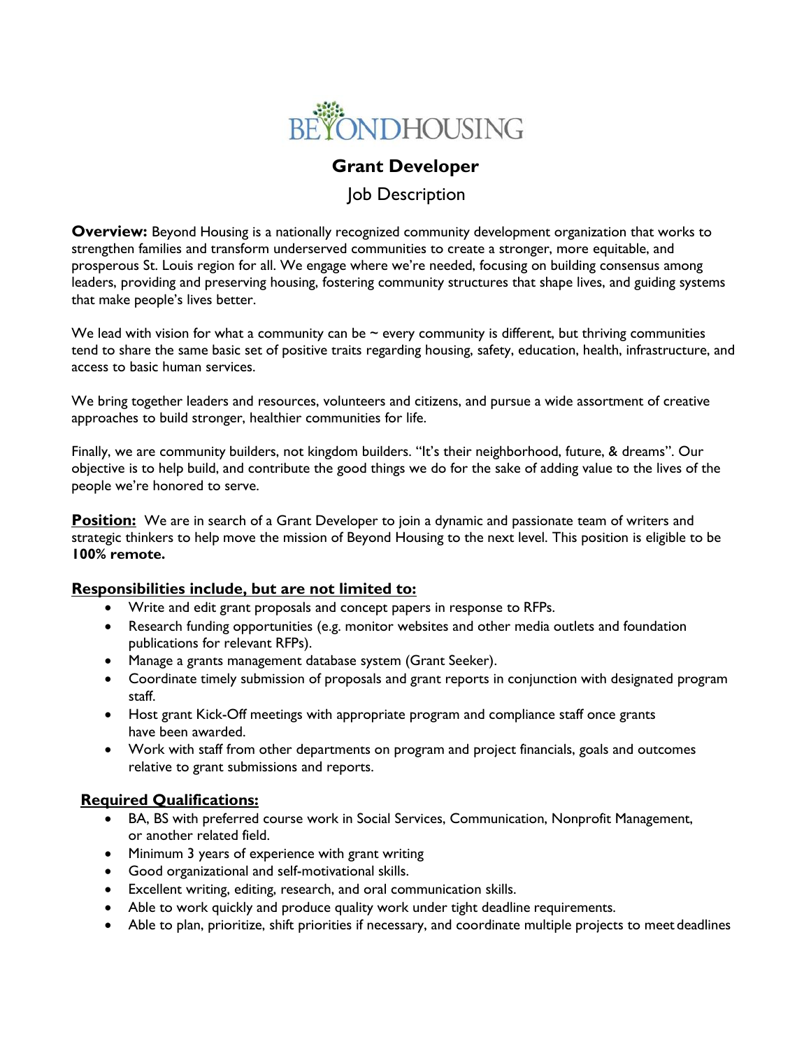# BEYONDHOUSING

## Grant Developer

### Job Description

**Overview:** Beyond Housing is a nationally recognized community development organization that works to strengthen families and transform underserved communities to create a stronger, more equitable, and prosperous St. Louis region for all. We engage where we're needed, focusing on building consensus among leaders, providing and preserving housing, fostering community structures that shape lives, and guiding systems that make people's lives better.

We lead with vision for what a community can be ~ every community is different, but thriving communities tend to share the same basic set of positive traits regarding housing, safety, education, health, infrastructure, and access to basic human services.

We bring together leaders and resources, volunteers and citizens, and pursue a wide assortment of creative approaches to build stronger, healthier communities for life.

Finally, we are community builders, not kingdom builders. "It's their neighborhood, future, & dreams". Our objective is to help build, and contribute the good things we do for the sake of adding value to the lives of the people we're honored to serve.

**Position:** We are in search of a Grant Developer to join a dynamic and passionate team of writers and strategic thinkers to help move the mission of Beyond Housing to the next level. This position is eligible to be **100% remote.**

**Responsibilities include, but are not limited to:**

- Write and edit grant proposals and concept papers in response to RFPs.
- Research funding opportunities (e.g. monitor websites and other media outlets and foundation publications for relevant RFPs).
- Manage a grants management database system (Grant Seeker).
- Coordinate timely submission of proposals and grant reports in conjunction with designated program staff.
- Host grant Kick-Off meetings with appropriate program and compliance staff once grants have been awarded.
- Work with staff from other departments on program and project financials, goals and outcomes relative to grant submissions and reports.

**Required Qualifications:**

- BA, BS with preferred course work in Social Services, Communication, Nonprofit Management, or another related field.
- Minimum 3 years of experience with grant writing
- Good organizational and self-motivational skills.
- Excellent writing, editing, research, and oral communication skills.
- Able to work quickly and produce quality work under tight deadline requirements.
- Able to plan, prioritize, shift priorities if necessary, and coordinate multiple projects to meet deadlines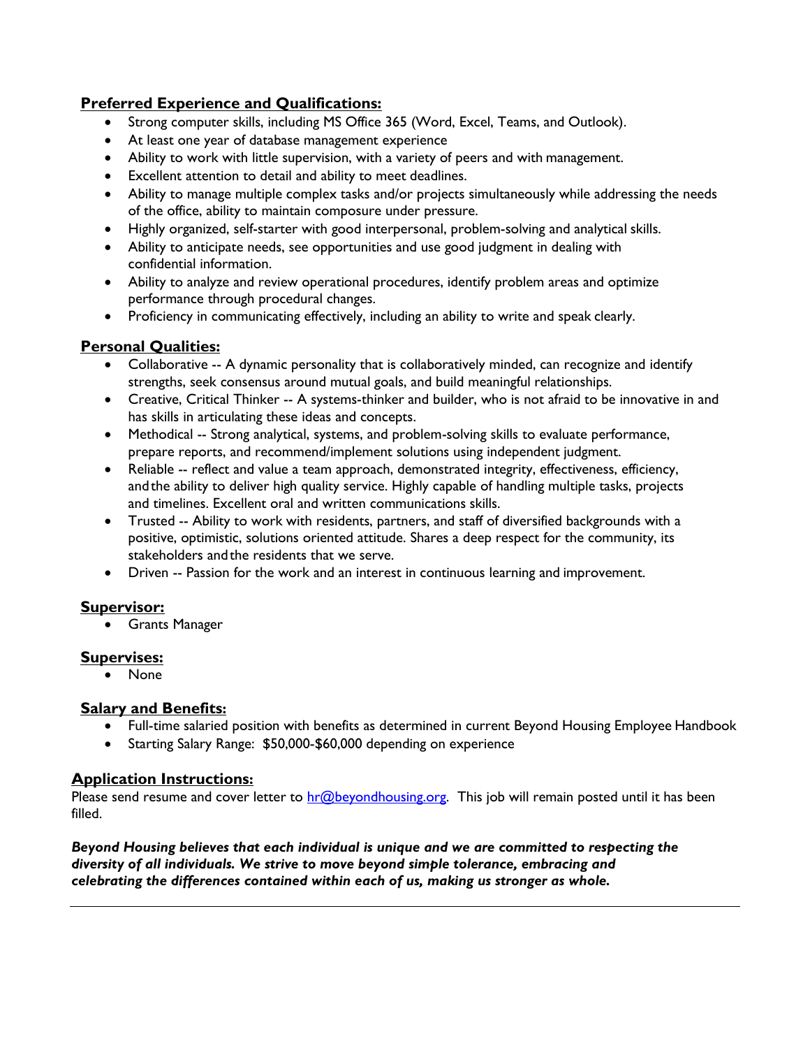## Preferred Experience and Qualifications:

- Strong computer skills, including MS Office 365 (Word, Excel, Teams, and Outlook).
- At least one year of database management experience
- Ability to work with little supervision, with a variety of peers and with management.
- Excellent attention to detail and ability to meet deadlines.
- Ability to manage multiple complex tasks and/or projects simultaneously while addressing the needs of the office, ability to maintain composure under pressure.
- Highly organized, self-starter with good interpersonal, problem-solving and analytical skills.
- Ability to anticipate needs, see opportunities and use good judgment in dealing with confidential information.
- Ability to analyze and review operational procedures, identify problem areas and optimize performance through procedural changes.
- Proficiency in communicating effectively, including an ability to write and speak clearly.

## Personal Qualities:

- Collaborative -- A dynamic personality that is collaboratively minded, can recognize and identify strengths, seek consensus around mutual goals, and build meaningful relationships.
- Creative, Critical Thinker -- A systems-thinker and builder, who is not afraid to be innovative in and has skills in articulating these ideas and concepts.
- Methodical -- Strong analytical, systems, and problem-solving skills to evaluate performance, prepare reports, and recommend/implement solutions using independent judgment.
- Reliable -- reflect and value a team approach, demonstrated integrity, effectiveness, efficiency, and the ability to deliver high quality service. Highly capable of handling multiple tasks, projects and timelines. Excellent oral and written communications skills.
- Trusted -- Ability to work with residents, partners, and staff of diversified backgrounds with a positive, optimistic, solutions oriented attitude. Shares a deep respect for the community, its stakeholders and the residents that we serve.
- Driven -- Passion for the work and an interest in continuous learning and improvement.

## Supervisor:

- Grants Manager

## Supervises:

- None

## Salary and Benefits:

- Full-time salaried position with benefits as determined in current Beyond Housing Employee Handbook
- Starting Salary Range: $50,000-$60,000 depending on experience

## Application Instructions:

Please send resume and cover letter to [hr@beyondhousing.org](mailto:hr@beyondhousing.org). This job will remain posted until it has been filled.

***Beyond Housing believes that each individual is unique and we are committed to respecting the diversity of all individuals. We strive to move beyond simple tolerance, embracing and celebrating the differences contained within each of us, making us stronger as whole.***

---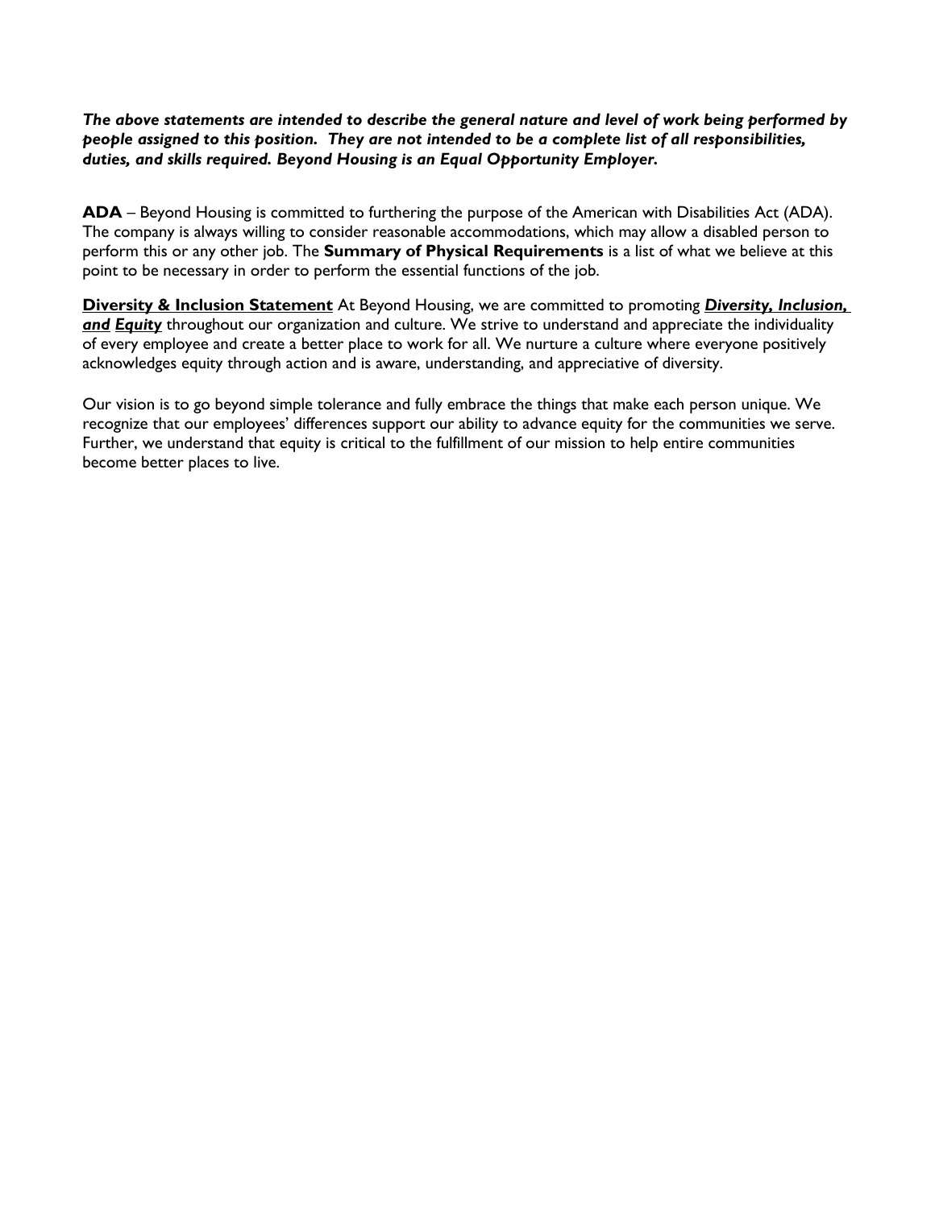***The above statements are intended to describe the general nature and level of work being performed by people assigned to this position. They are not intended to be a complete list of all responsibilities, duties, and skills required. Beyond Housing is an Equal Opportunity Employer.***

**ADA** – Beyond Housing is committed to furthering the purpose of the American with Disabilities Act (ADA). The company is always willing to consider reasonable accommodations, which may allow a disabled person to perform this or any other job. The **Summary of Physical Requirements** is a list of what we believe at this point to be necessary in order to perform the essential functions of the job.

<u>**Diversity & Inclusion Statement**</u> At Beyond Housing, we are committed to promoting <u>***Diversity, Inclusion, and***</u> <u>***Equity***</u> throughout our organization and culture. We strive to understand and appreciate the individuality of every employee and create a better place to work for all. We nurture a culture where everyone positively acknowledges equity through action and is aware, understanding, and appreciative of diversity.

Our vision is to go beyond simple tolerance and fully embrace the things that make each person unique. We recognize that our employees' differences support our ability to advance equity for the communities we serve. Further, we understand that equity is critical to the fulfillment of our mission to help entire communities become better places to live.